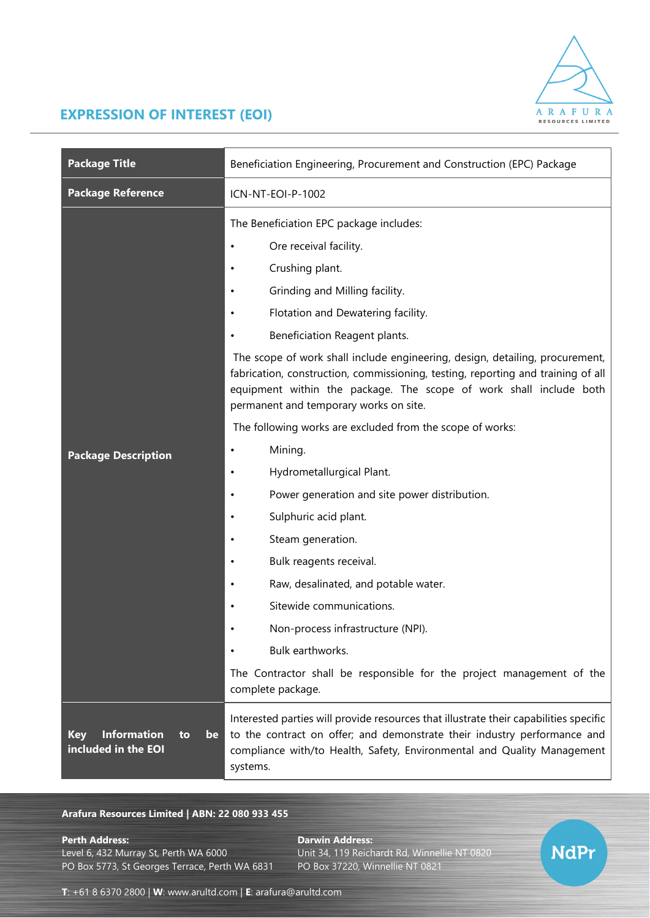# EXPRESSION OF INTEREST (EOI)

| **Package Title** | Beneficiation Engineering, Procurement and Construction (EPC) Package |
|---|---|
| **Package Reference** | ICN-NT-EOI-P-1002 |
| **Package Description** | The Beneficiation EPC package includes:<br>• Ore receival facility.<br>• Crushing plant.<br>• Grinding and Milling facility.<br>• Flotation and Dewatering facility.<br>• Beneficiation Reagent plants.<br>The scope of work shall include engineering, design, detailing, procurement, fabrication, construction, commissioning, testing, reporting and training of all equipment within the package. The scope of work shall include both permanent and temporary works on site.<br>The following works are excluded from the scope of works:<br>• Mining.<br>• Hydrometallurgical Plant.<br>• Power generation and site power distribution.<br>• Sulphuric acid plant.<br>• Steam generation.<br>• Bulk reagents receival.<br>• Raw, desalinated, and potable water.<br>• Sitewide communications.<br>• Non-process infrastructure (NPI).<br>• Bulk earthworks.<br>The Contractor shall be responsible for the project management of the complete package. |
| **Key Information to be included in the EOI** | Interested parties will provide resources that illustrate their capabilities specific to the contract on offer; and demonstrate their industry performance and compliance with/to Health, Safety, Environmental and Quality Management systems. |

**Arafura Resources Limited | ABN: 22 080 933 455**

**Perth Address:**
Level 6, 432 Murray St, Perth WA 6000
PO Box 5773, St Georges Terrace, Perth WA 6831

**Darwin Address:**
Unit 34, 119 Reichardt Rd, Winnellie NT 0820
PO Box 37220, Winnellie NT 0821

**T**: +61 8 6370 2800 | **W**: www.arultd.com | **E**: arafura@arultd.com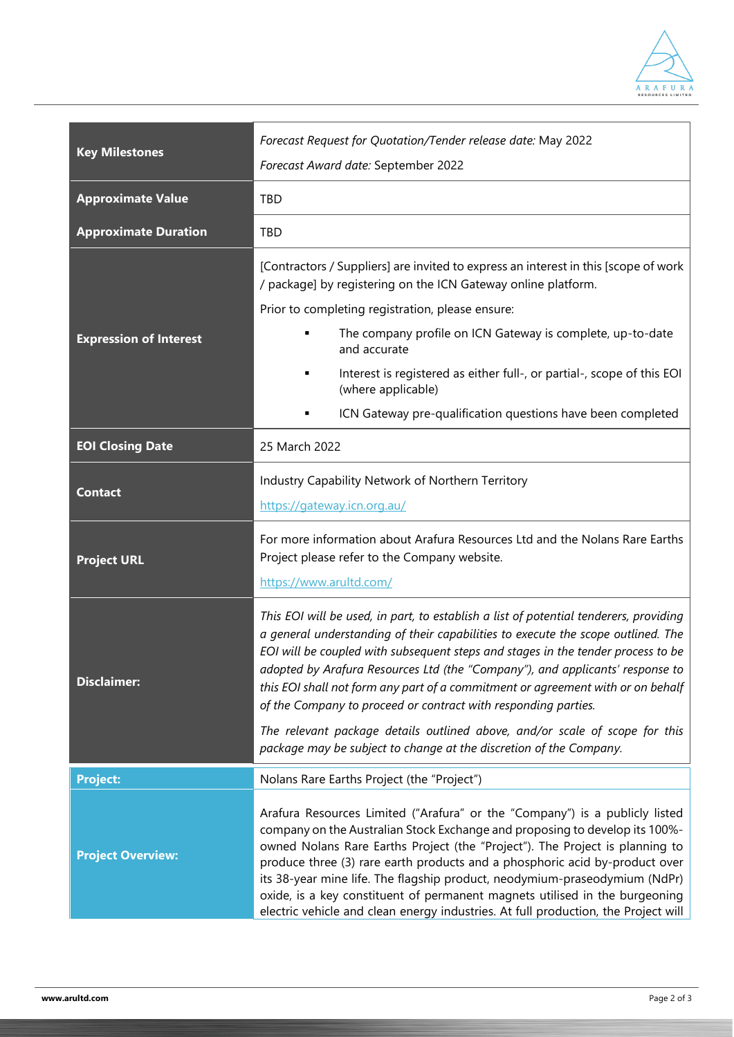| | |
|---|---|
| **Key Milestones** | *Forecast Request for Quotation/Tender release date:* May 2022<br>*Forecast Award date:* September 2022 |
| **Approximate Value** | TBD |
| **Approximate Duration** | TBD |
| **Expression of Interest** | [Contractors / Suppliers] are invited to express an interest in this [scope of work / package] by registering on the ICN Gateway online platform.<br>Prior to completing registration, please ensure:<br>▪ The company profile on ICN Gateway is complete, up-to-date and accurate<br>▪ Interest is registered as either full-, or partial-, scope of this EOI (where applicable)<br>▪ ICN Gateway pre-qualification questions have been completed |
| **EOI Closing Date** | 25 March 2022 |
| **Contact** | Industry Capability Network of Northern Territory<br>https://gateway.icn.org.au/ |
| **Project URL** | For more information about Arafura Resources Ltd and the Nolans Rare Earths Project please refer to the Company website.<br>https://www.arultd.com/ |
| **Disclaimer:** | *This EOI will be used, in part, to establish a list of potential tenderers, providing a general understanding of their capabilities to execute the scope outlined. The EOI will be coupled with subsequent steps and stages in the tender process to be adopted by Arafura Resources Ltd (the "Company"), and applicants' response to this EOI shall not form any part of a commitment or agreement with or on behalf of the Company to proceed or contract with responding parties.*<br>*The relevant package details outlined above, and/or scale of scope for this package may be subject to change at the discretion of the Company.* |
| **Project:** | Nolans Rare Earths Project (the "Project") |
| **Project Overview:** | Arafura Resources Limited ("Arafura" or the "Company") is a publicly listed company on the Australian Stock Exchange and proposing to develop its 100%-owned Nolans Rare Earths Project (the "Project"). The Project is planning to produce three (3) rare earth products and a phosphoric acid by-product over its 38-year mine life. The flagship product, neodymium-praseodymium (NdPr) oxide, is a key constituent of permanent magnets utilised in the burgeoning electric vehicle and clean energy industries. At full production, the Project will |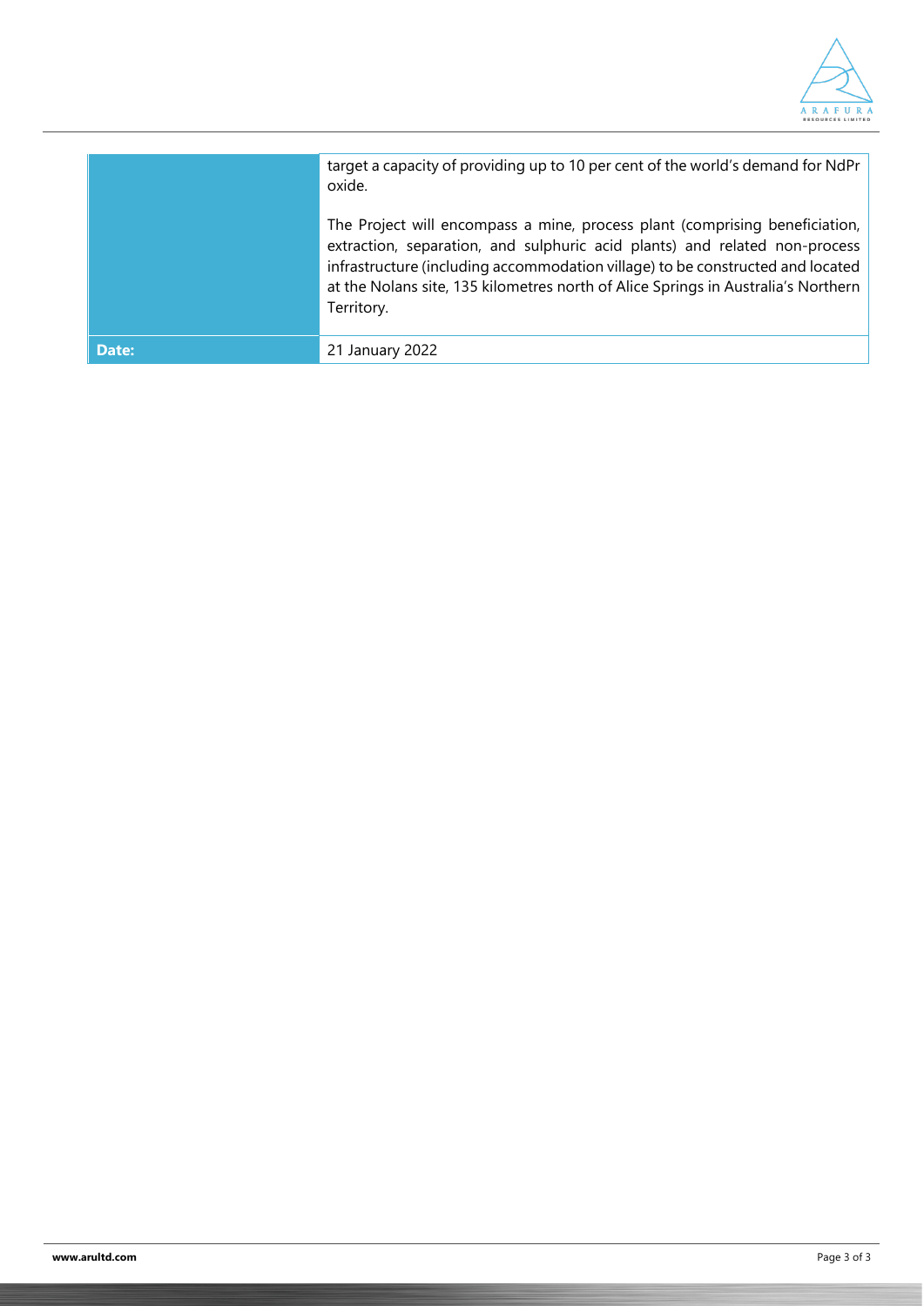| | |
|---|---|
| | target a capacity of providing up to 10 per cent of the world's demand for NdPr oxide.<br><br>The Project will encompass a mine, process plant (comprising beneficiation, extraction, separation, and sulphuric acid plants) and related non-process infrastructure (including accommodation village) to be constructed and located at the Nolans site, 135 kilometres north of Alice Springs in Australia's Northern Territory. |
| **Date:** | 21 January 2022 |